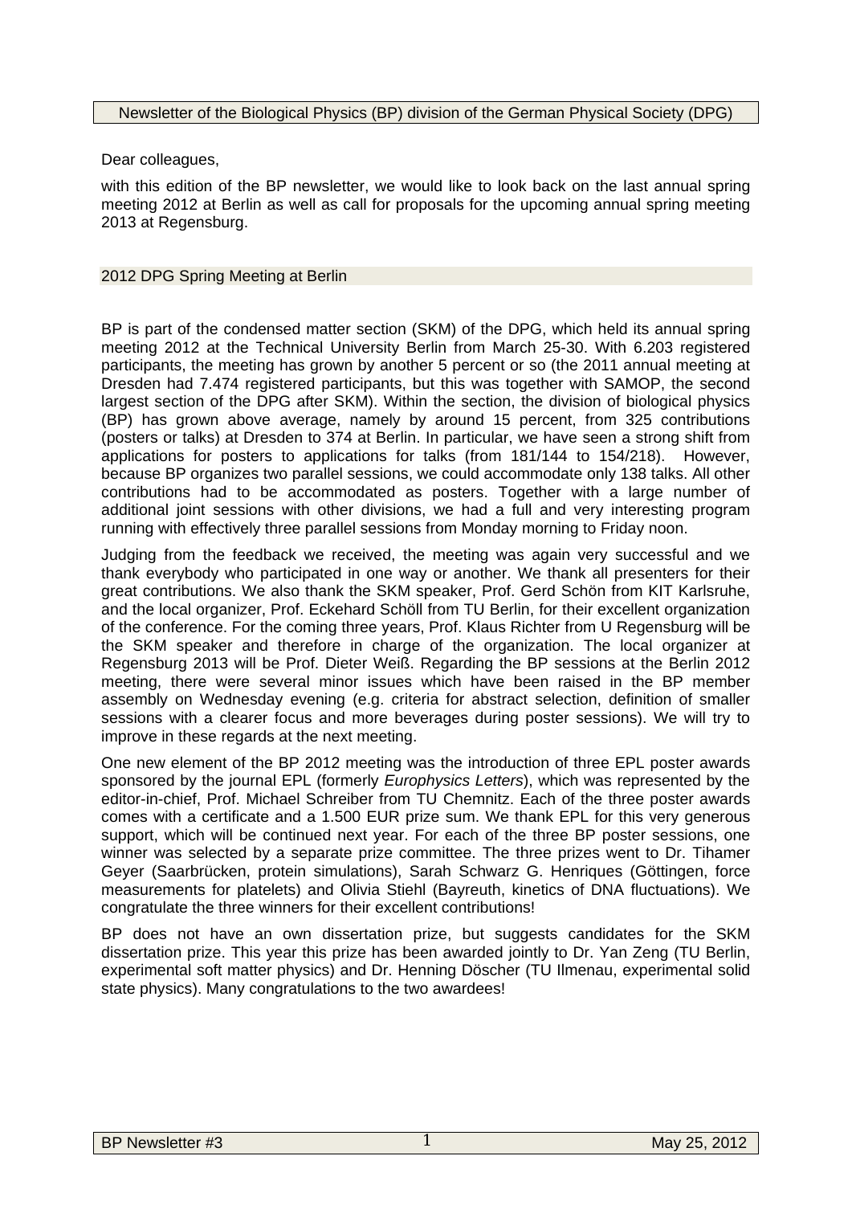Newsletter of the Biological Physics (BP) division of the German Physical Society (DPG)

Dear colleagues,

with this edition of the BP newsletter, we would like to look back on the last annual spring meeting 2012 at Berlin as well as call for proposals for the upcoming annual spring meeting 2013 at Regensburg.

## 2012 DPG Spring Meeting at Berlin

BP is part of the condensed matter section (SKM) of the DPG, which held its annual spring meeting 2012 at the Technical University Berlin from March 25-30. With 6.203 registered participants, the meeting has grown by another 5 percent or so (the 2011 annual meeting at Dresden had 7.474 registered participants, but this was together with SAMOP, the second largest section of the DPG after SKM). Within the section, the division of biological physics (BP) has grown above average, namely by around 15 percent, from 325 contributions (posters or talks) at Dresden to 374 at Berlin. In particular, we have seen a strong shift from applications for posters to applications for talks (from 181/144 to 154/218). However, because BP organizes two parallel sessions, we could accommodate only 138 talks. All other contributions had to be accommodated as posters. Together with a large number of additional joint sessions with other divisions, we had a full and very interesting program running with effectively three parallel sessions from Monday morning to Friday noon.

Judging from the feedback we received, the meeting was again very successful and we thank everybody who participated in one way or another. We thank all presenters for their great contributions. We also thank the SKM speaker, Prof. Gerd Schön from KIT Karlsruhe, and the local organizer, Prof. Eckehard Schöll from TU Berlin, for their excellent organization of the conference. For the coming three years, Prof. Klaus Richter from U Regensburg will be the SKM speaker and therefore in charge of the organization. The local organizer at Regensburg 2013 will be Prof. Dieter Weiß. Regarding the BP sessions at the Berlin 2012 meeting, there were several minor issues which have been raised in the BP member assembly on Wednesday evening (e.g. criteria for abstract selection, definition of smaller sessions with a clearer focus and more beverages during poster sessions). We will try to improve in these regards at the next meeting.

One new element of the BP 2012 meeting was the introduction of three EPL poster awards sponsored by the journal EPL (formerly *Europhysics Letters*), which was represented by the editor-in-chief, Prof. Michael Schreiber from TU Chemnitz. Each of the three poster awards comes with a certificate and a 1.500 EUR prize sum. We thank EPL for this very generous support, which will be continued next year. For each of the three BP poster sessions, one winner was selected by a separate prize committee. The three prizes went to Dr. Tihamer Geyer (Saarbrücken, protein simulations), Sarah Schwarz G. Henriques (Göttingen, force measurements for platelets) and Olivia Stiehl (Bayreuth, kinetics of DNA fluctuations). We congratulate the three winners for their excellent contributions!

BP does not have an own dissertation prize, but suggests candidates for the SKM dissertation prize. This year this prize has been awarded jointly to Dr. Yan Zeng (TU Berlin, experimental soft matter physics) and Dr. Henning Döscher (TU Ilmenau, experimental solid state physics). Many congratulations to the two awardees!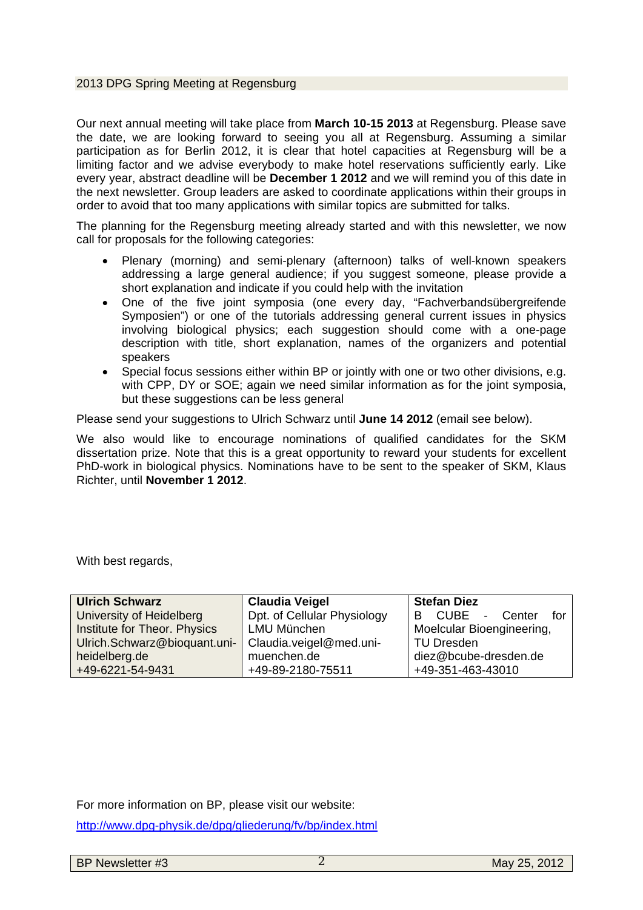## 2013 DPG Spring Meeting at Regensburg

Our next annual meeting will take place from **March 10-15 2013** at Regensburg. Please save the date, we are looking forward to seeing you all at Regensburg. Assuming a similar participation as for Berlin 2012, it is clear that hotel capacities at Regensburg will be a limiting factor and we advise everybody to make hotel reservations sufficiently early. Like every year, abstract deadline will be **December 1 2012** and we will remind you of this date in the next newsletter. Group leaders are asked to coordinate applications within their groups in order to avoid that too many applications with similar topics are submitted for talks.

The planning for the Regensburg meeting already started and with this newsletter, we now call for proposals for the following categories:

- Plenary (morning) and semi-plenary (afternoon) talks of well-known speakers addressing a large general audience; if you suggest someone, please provide a short explanation and indicate if you could help with the invitation
- One of the five joint symposia (one every day, "Fachverbandsübergreifende Symposien") or one of the tutorials addressing general current issues in physics involving biological physics; each suggestion should come with a one-page description with title, short explanation, names of the organizers and potential speakers
- Special focus sessions either within BP or jointly with one or two other divisions, e.g. with CPP, DY or SOE; again we need similar information as for the joint symposia, but these suggestions can be less general

Please send your suggestions to Ulrich Schwarz until **June 14 2012** (email see below).

We also would like to encourage nominations of qualified candidates for the SKM dissertation prize. Note that this is a great opportunity to reward your students for excellent PhD-work in biological physics. Nominations have to be sent to the speaker of SKM, Klaus Richter, until **November 1 2012**.

With best regards,

| | | |
|---|---|---|
| **Ulrich Schwarz** | **Claudia Veigel** | **Stefan Diez** |
| University of Heidelberg | Dpt. of Cellular Physiology | B CUBE - Center for Moelcular Bioengineering, |
| Institute for Theor. Physics | LMU München | TU Dresden |
| Ulrich.Schwarz@bioquant.uni-heidelberg.de | Claudia.veigel@med.uni-muenchen.de | diez@bcube-dresden.de |
| +49-6221-54-9431 | +49-89-2180-75511 | +49-351-463-43010 |

For more information on BP, please visit our website:

http://www.dpg-physik.de/dpg/gliederung/fv/bp/index.html